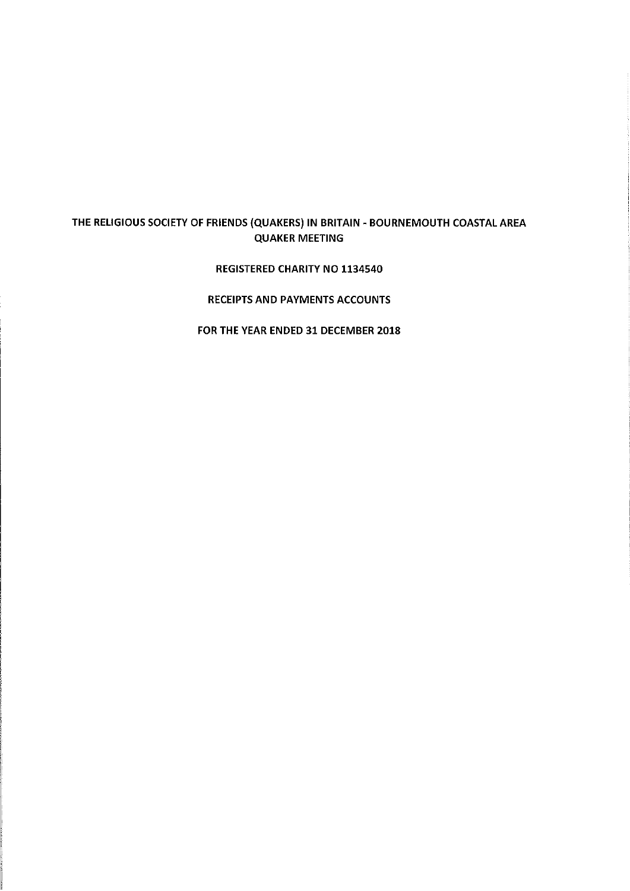# THE RELIGIOUS SOCIETY OF FRIENDS (QUAKERS) IN BRITAIN - BOURNEMOUTH COASTAL AREA QUAKER MEETING

## REGISTERED CHARITY NO 1134540

## RECEIPTS AND PAYMENTS ACCOUNTS

## FOR THE YEAR ENDED 31 DECEMBER 2018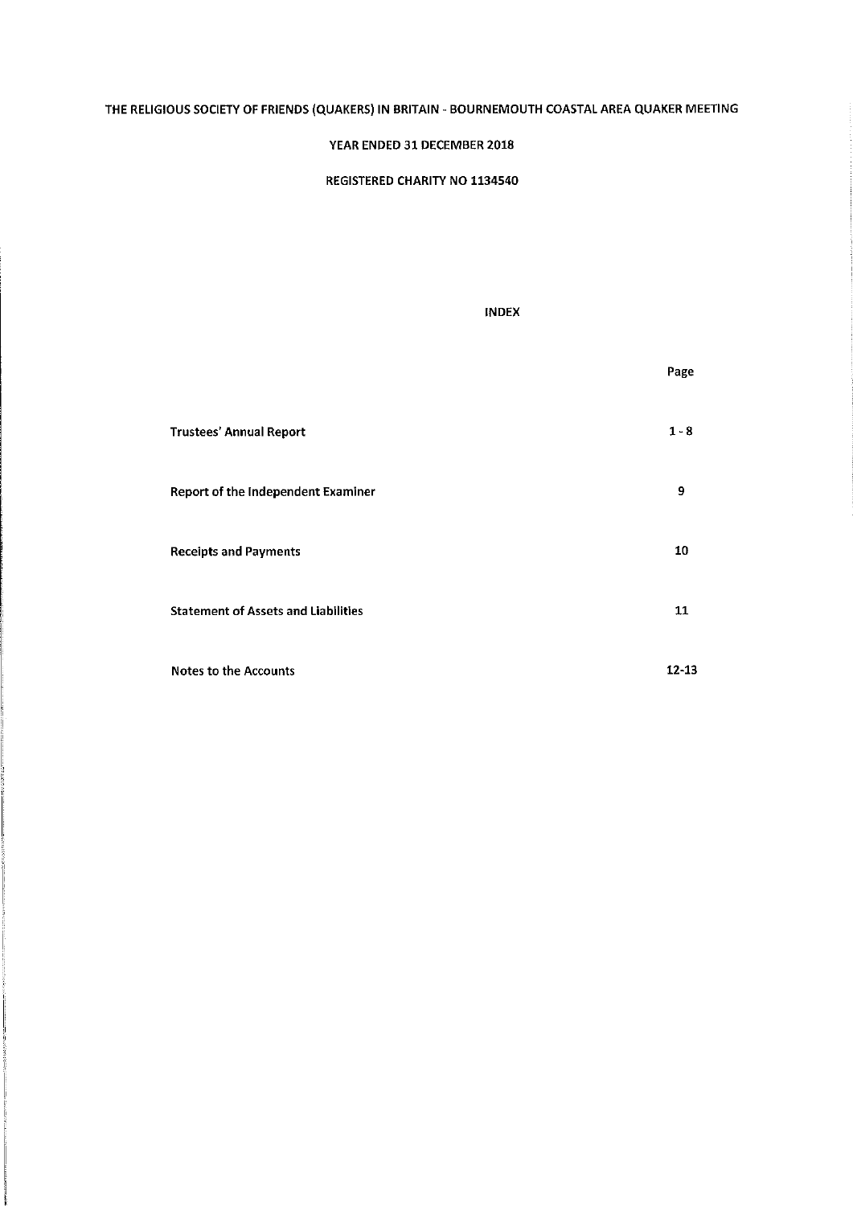# THE RELIGIOUS SOCIETY OF FRIENDS (QUAKERS) IN BRITAIN - BOURNEMOUTH COASTAL AREA QUAKER MEETING

## YEAR ENDED 31 DECEMBER 2018

## REGISTERED CHARITY NO 1134540

### INDEX

| | Page |
|---|---|
| **Trustees' Annual Report** | **1 - 8** |
| **Report of the Independent Examiner** | **9** |
| **Receipts and Payments** | **10** |
| **Statement of Assets and Liabilities** | **11** |
| **Notes to the Accounts** | **12-13** |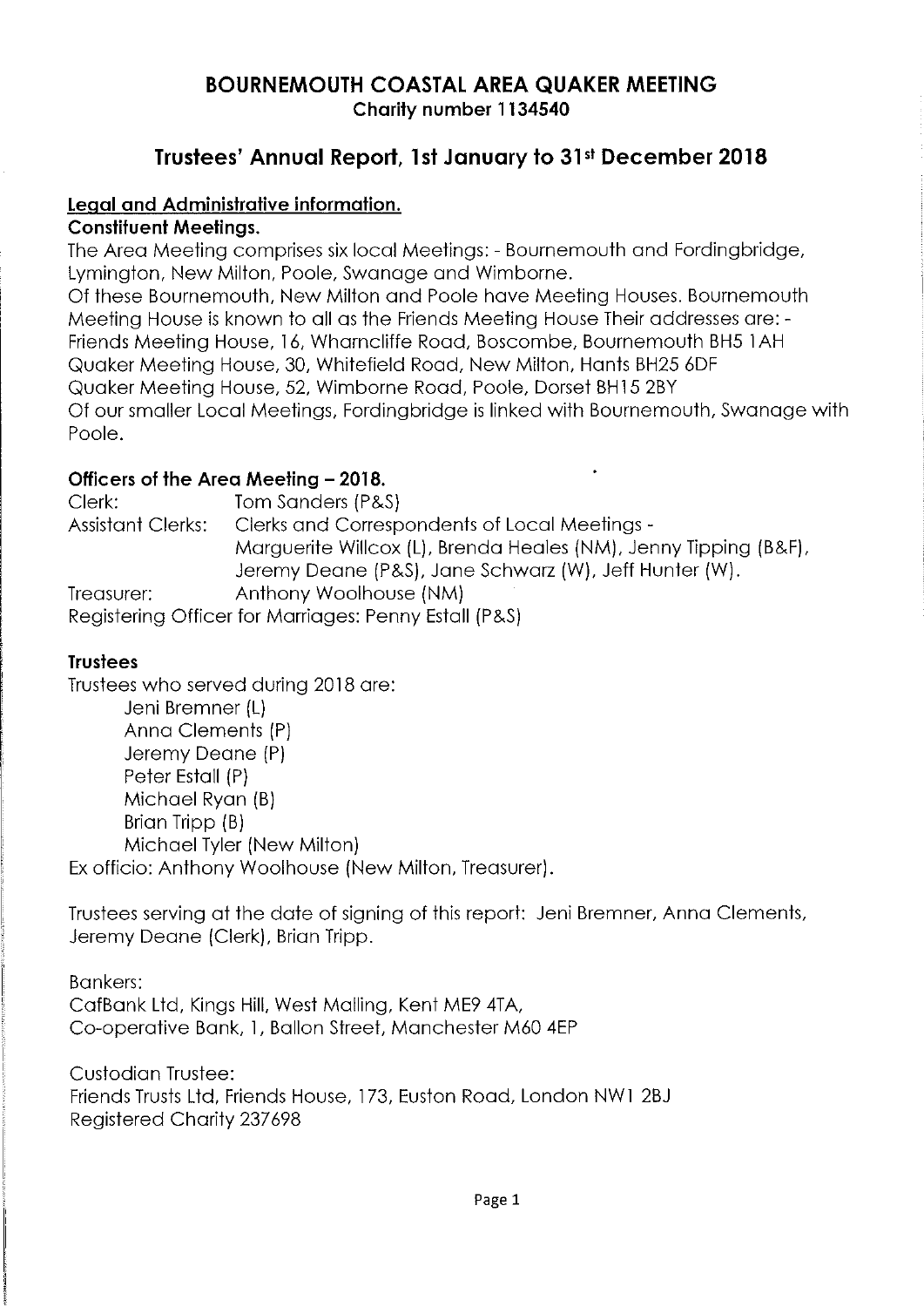# BOURNEMOUTH COASTAL AREA QUAKER MEETING

**Charity number 1134540**

## Trustees' Annual Report, 1st January to 31st December 2018

### Legal and Administrative information.

**Constituent Meetings.**

The Area Meeting comprises six local Meetings: - Bournemouth and Fordingbridge, Lymington, New Milton, Poole, Swanage and Wimborne.

Of these Bournemouth, New Milton and Poole have Meeting Houses. Bournemouth Meeting House is known to all as the Friends Meeting House Their addresses are: -
Friends Meeting House, 16, Wharncliffe Road, Boscombe, Bournemouth BH5 1AH
Quaker Meeting House, 30, Whitefield Road, New Milton, Hants BH25 6DF
Quaker Meeting House, 52, Wimborne Road, Poole, Dorset BH15 2BY
Of our smaller Local Meetings, Fordingbridge is linked with Bournemouth, Swanage with Poole.

**Officers of the Area Meeting – 2018.**

Clerk: Tom Sanders (P&S)
Assistant Clerks: Clerks and Correspondents of Local Meetings - Marguerite Willcox (L), Brenda Heales (NM), Jenny Tipping (B&F), Jeremy Deane (P&S), Jane Schwarz (W), Jeff Hunter (W).
Treasurer: Anthony Woolhouse (NM)
Registering Officer for Marriages: Penny Estall (P&S)

**Trustees**

Trustees who served during 2018 are:

- Jeni Bremner (L)
- Anna Clements (P)
- Jeremy Deane (P)
- Peter Estall (P)
- Michael Ryan (B)
- Brian Tripp (B)
- Michael Tyler (New Milton)

Ex officio: Anthony Woolhouse (New Milton, Treasurer).

Trustees serving at the date of signing of this report: Jeni Bremner, Anna Clements, Jeremy Deane (Clerk), Brian Tripp.

Bankers:
CafBank Ltd, Kings Hill, West Malling, Kent ME9 4TA,
Co-operative Bank, 1, Ballon Street, Manchester M60 4EP

Custodian Trustee:
Friends Trusts Ltd, Friends House, 173, Euston Road, London NW1 2BJ
Registered Charity 237698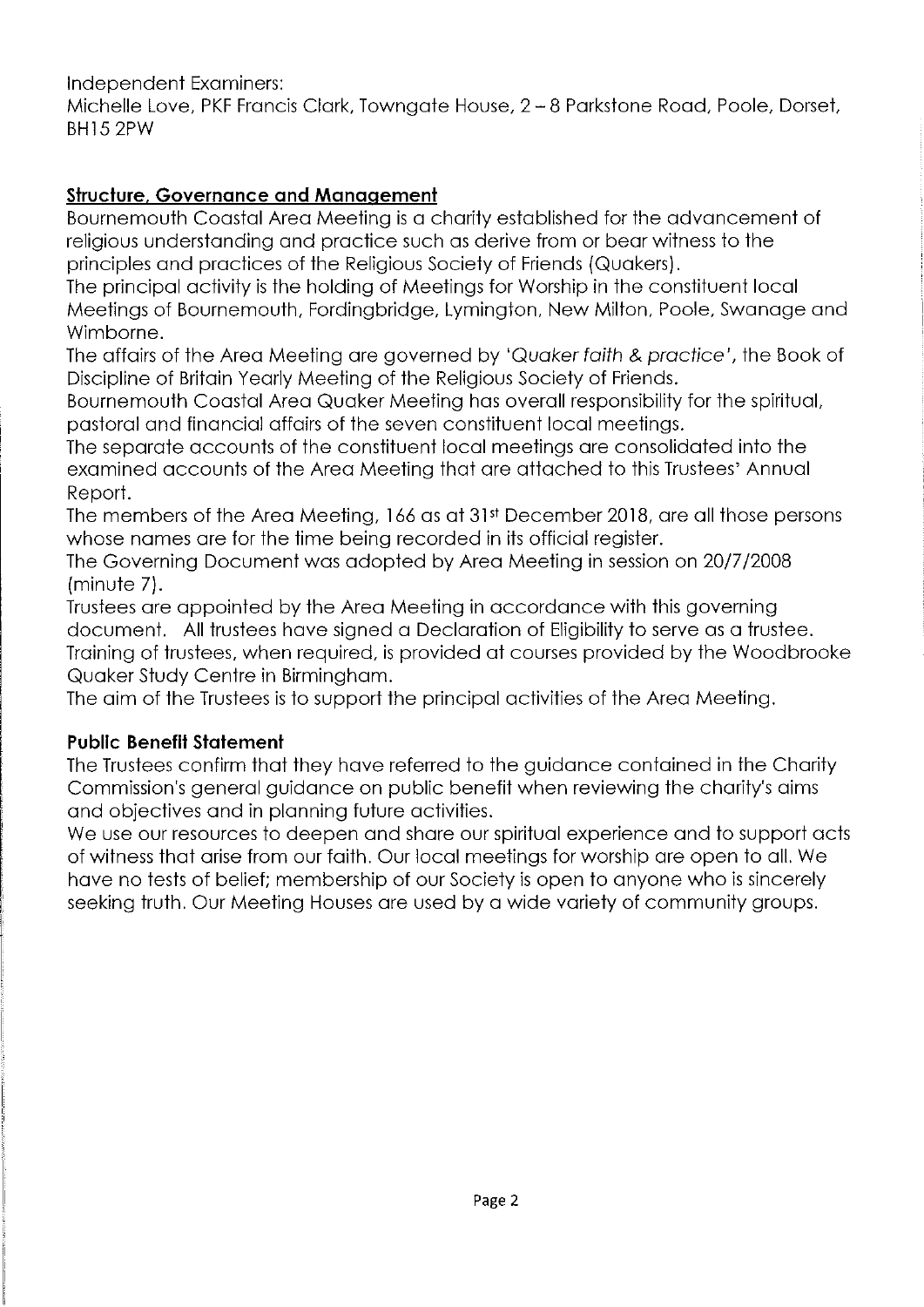Independent Examiners:
Michelle Love, PKF Francis Clark, Towngate House, 2 – 8 Parkstone Road, Poole, Dorset, BH15 2PW

## Structure, Governance and Management

Bournemouth Coastal Area Meeting is a charity established for the advancement of religious understanding and practice such as derive from or bear witness to the principles and practices of the Religious Society of Friends (Quakers).

The principal activity is the holding of Meetings for Worship in the constituent local Meetings of Bournemouth, Fordingbridge, Lymington, New Milton, Poole, Swanage and Wimborne.

The affairs of the Area Meeting are governed by '*Quaker faith & practice*', the Book of Discipline of Britain Yearly Meeting of the Religious Society of Friends.

Bournemouth Coastal Area Quaker Meeting has overall responsibility for the spiritual, pastoral and financial affairs of the seven constituent local meetings.

The separate accounts of the constituent local meetings are consolidated into the examined accounts of the Area Meeting that are attached to this Trustees' Annual Report.

The members of the Area Meeting, 166 as at 31st December 2018, are all those persons whose names are for the time being recorded in its official register.

The Governing Document was adopted by Area Meeting in session on 20/7/2008 (minute 7).

Trustees are appointed by the Area Meeting in accordance with this governing document. All trustees have signed a Declaration of Eligibility to serve as a trustee.

Training of trustees, when required, is provided at courses provided by the Woodbrooke Quaker Study Centre in Birmingham.

The aim of the Trustees is to support the principal activities of the Area Meeting.

### Public Benefit Statement

The Trustees confirm that they have referred to the guidance contained in the Charity Commission's general guidance on public benefit when reviewing the charity's aims and objectives and in planning future activities.

We use our resources to deepen and share our spiritual experience and to support acts of witness that arise from our faith. Our local meetings for worship are open to all. We have no tests of belief; membership of our Society is open to anyone who is sincerely seeking truth. Our Meeting Houses are used by a wide variety of community groups.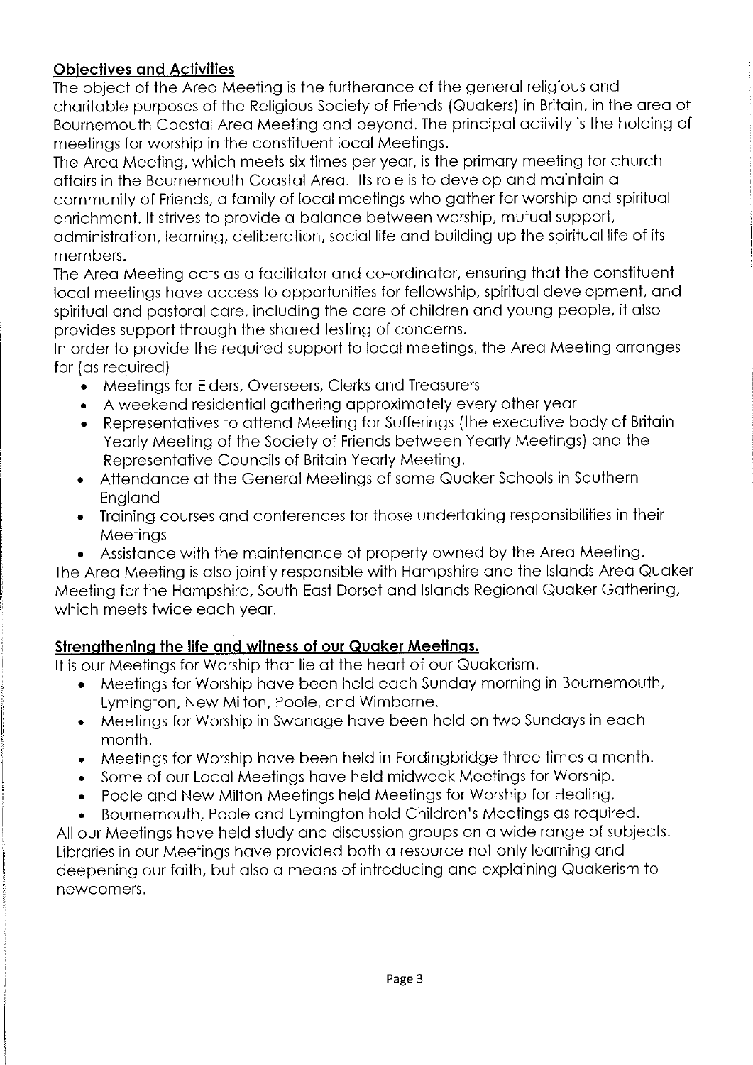## Objectives and Activities

The object of the Area Meeting is the furtherance of the general religious and charitable purposes of the Religious Society of Friends (Quakers) in Britain, in the area of Bournemouth Coastal Area Meeting and beyond. The principal activity is the holding of meetings for worship in the constituent local Meetings.

The Area Meeting, which meets six times per year, is the primary meeting for church affairs in the Bournemouth Coastal Area. Its role is to develop and maintain a community of Friends, a family of local meetings who gather for worship and spiritual enrichment. It strives to provide a balance between worship, mutual support, administration, learning, deliberation, social life and building up the spiritual life of its members.

The Area Meeting acts as a facilitator and co-ordinator, ensuring that the constituent local meetings have access to opportunities for fellowship, spiritual development, and spiritual and pastoral care, including the care of children and young people, it also provides support through the shared testing of concerns.

In order to provide the required support to local meetings, the Area Meeting arranges for (as required)

- Meetings for Elders, Overseers, Clerks and Treasurers
- A weekend residential gathering approximately every other year
- Representatives to attend Meeting for Sufferings (the executive body of Britain Yearly Meeting of the Society of Friends between Yearly Meetings) and the Representative Councils of Britain Yearly Meeting.
- Attendance at the General Meetings of some Quaker Schools in Southern England
- Training courses and conferences for those undertaking responsibilities in their Meetings
- Assistance with the maintenance of property owned by the Area Meeting.

The Area Meeting is also jointly responsible with Hampshire and the Islands Area Quaker Meeting for the Hampshire, South East Dorset and Islands Regional Quaker Gathering, which meets twice each year.

## Strengthening the life and witness of our Quaker Meetings.

It is our Meetings for Worship that lie at the heart of our Quakerism.

- Meetings for Worship have been held each Sunday morning in Bournemouth, Lymington, New Milton, Poole, and Wimborne.
- Meetings for Worship in Swanage have been held on two Sundays in each month.
- Meetings for Worship have been held in Fordingbridge three times a month.
- Some of our Local Meetings have held midweek Meetings for Worship.
- Poole and New Milton Meetings held Meetings for Worship for Healing.
- Bournemouth, Poole and Lymington hold Children's Meetings as required.

All our Meetings have held study and discussion groups on a wide range of subjects. Libraries in our Meetings have provided both a resource not only learning and deepening our faith, but also a means of introducing and explaining Quakerism to newcomers.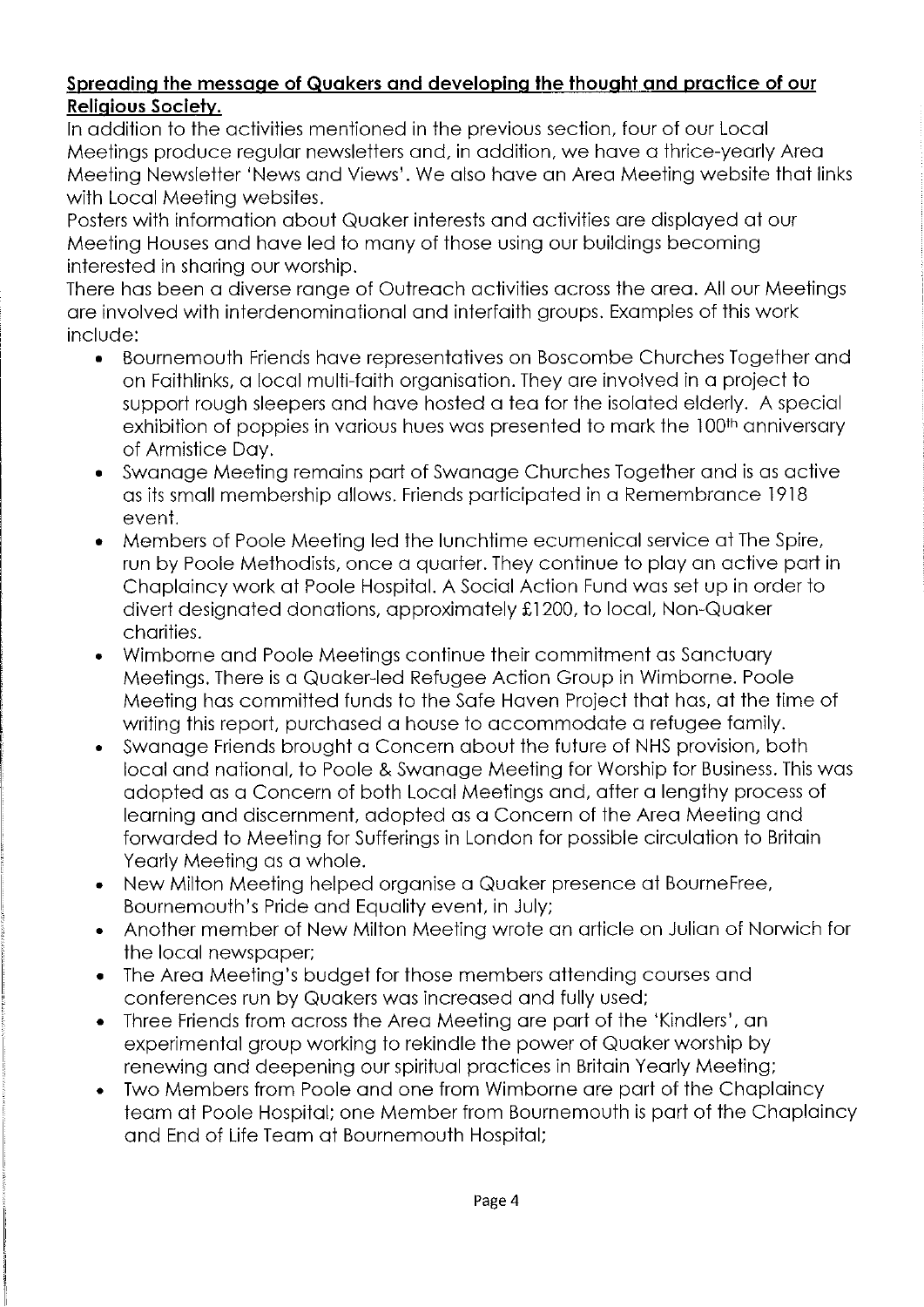**Spreading the message of Quakers and developing the thought and practice of our Religious Society.**

In addition to the activities mentioned in the previous section, four of our Local Meetings produce regular newsletters and, in addition, we have a thrice-yearly Area Meeting Newsletter 'News and Views'. We also have an Area Meeting website that links with Local Meeting websites.

Posters with information about Quaker interests and activities are displayed at our Meeting Houses and have led to many of those using our buildings becoming interested in sharing our worship.

There has been a diverse range of Outreach activities across the area. All our Meetings are involved with interdenominational and interfaith groups. Examples of this work include:

- Bournemouth Friends have representatives on Boscombe Churches Together and on Faithlinks, a local multi-faith organisation. They are involved in a project to support rough sleepers and have hosted a tea for the isolated elderly. A special exhibition of poppies in various hues was presented to mark the 100th anniversary of Armistice Day.
- Swanage Meeting remains part of Swanage Churches Together and is as active as its small membership allows. Friends participated in a Remembrance 1918 event.
- Members of Poole Meeting led the lunchtime ecumenical service at The Spire, run by Poole Methodists, once a quarter. They continue to play an active part in Chaplaincy work at Poole Hospital. A Social Action Fund was set up in order to divert designated donations, approximately £1200, to local, Non-Quaker charities.
- Wimborne and Poole Meetings continue their commitment as Sanctuary Meetings. There is a Quaker-led Refugee Action Group in Wimborne. Poole Meeting has committed funds to the Safe Haven Project that has, at the time of writing this report, purchased a house to accommodate a refugee family.
- Swanage Friends brought a Concern about the future of NHS provision, both local and national, to Poole & Swanage Meeting for Worship for Business. This was adopted as a Concern of both Local Meetings and, after a lengthy process of learning and discernment, adopted as a Concern of the Area Meeting and forwarded to Meeting for Sufferings in London for possible circulation to Britain Yearly Meeting as a whole.
- New Milton Meeting helped organise a Quaker presence at BourneFree, Bournemouth's Pride and Equality event, in July;
- Another member of New Milton Meeting wrote an article on Julian of Norwich for the local newspaper;
- The Area Meeting's budget for those members attending courses and conferences run by Quakers was increased and fully used;
- Three Friends from across the Area Meeting are part of the 'Kindlers', an experimental group working to rekindle the power of Quaker worship by renewing and deepening our spiritual practices in Britain Yearly Meeting;
- Two Members from Poole and one from Wimborne are part of the Chaplaincy team at Poole Hospital; one Member from Bournemouth is part of the Chaplaincy and End of Life Team at Bournemouth Hospital;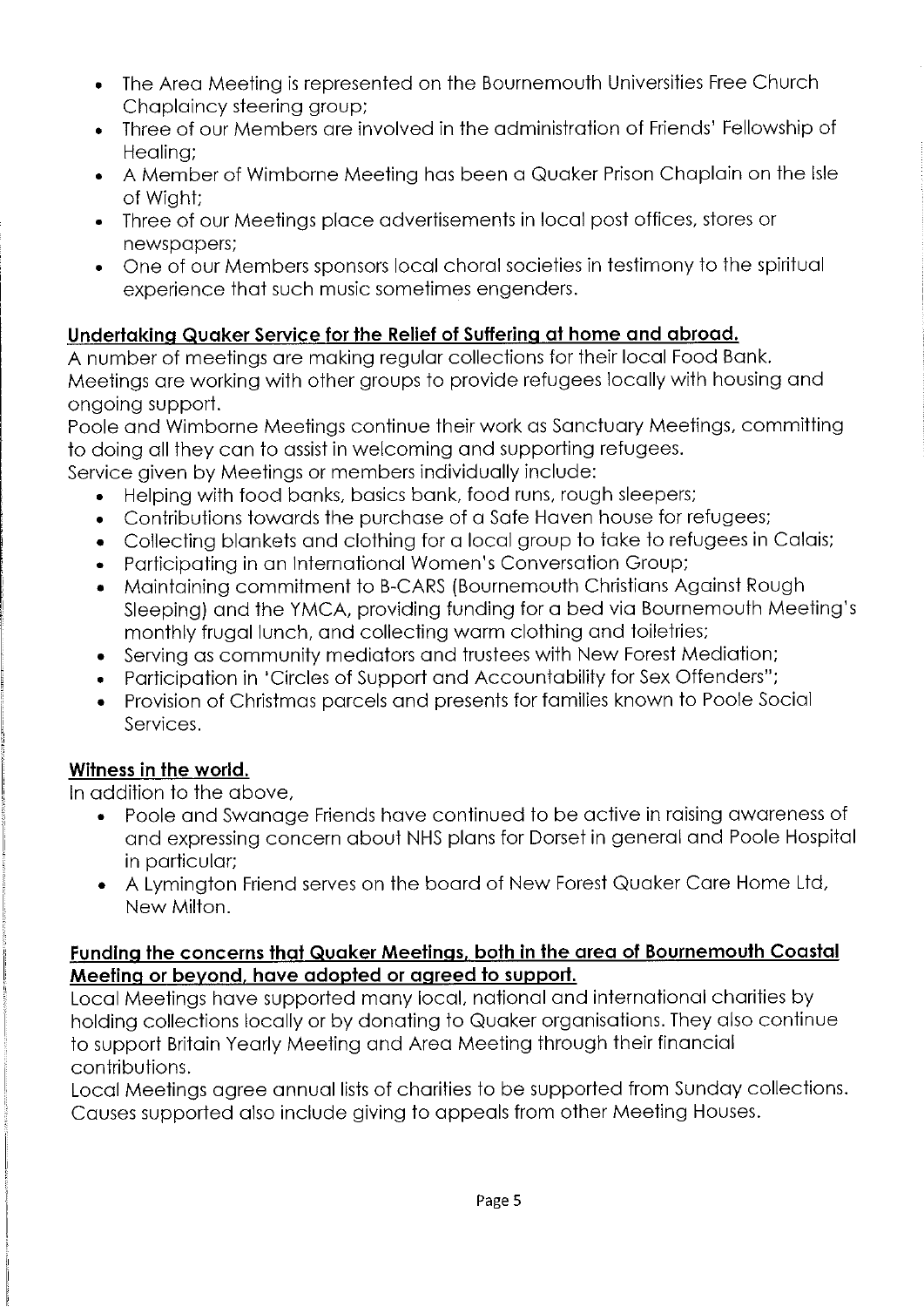- The Area Meeting is represented on the Bournemouth Universities Free Church Chaplaincy steering group;
- Three of our Members are involved in the administration of Friends' Fellowship of Healing;
- A Member of Wimborne Meeting has been a Quaker Prison Chaplain on the Isle of Wight;
- Three of our Meetings place advertisements in local post offices, stores or newspapers;
- One of our Members sponsors local choral societies in testimony to the spiritual experience that such music sometimes engenders.

**Undertaking Quaker Service for the Relief of Suffering at home and abroad.**

A number of meetings are making regular collections for their local Food Bank. Meetings are working with other groups to provide refugees locally with housing and ongoing support.

Poole and Wimborne Meetings continue their work as Sanctuary Meetings, committing to doing all they can to assist in welcoming and supporting refugees.

Service given by Meetings or members individually include:

- Helping with food banks, basics bank, food runs, rough sleepers;
- Contributions towards the purchase of a Safe Haven house for refugees;
- Collecting blankets and clothing for a local group to take to refugees in Calais;
- Participating in an International Women's Conversation Group;
- Maintaining commitment to B-CARS (Bournemouth Christians Against Rough Sleeping) and the YMCA, providing funding for a bed via Bournemouth Meeting's monthly frugal lunch, and collecting warm clothing and toiletries;
- Serving as community mediators and trustees with New Forest Mediation;
- Participation in 'Circles of Support and Accountability for Sex Offenders";
- Provision of Christmas parcels and presents for families known to Poole Social Services.

**Witness in the world.**

In addition to the above,

- Poole and Swanage Friends have continued to be active in raising awareness of and expressing concern about NHS plans for Dorset in general and Poole Hospital in particular;
- A Lymington Friend serves on the board of New Forest Quaker Care Home Ltd, New Milton.

**Funding the concerns that Quaker Meetings, both in the area of Bournemouth Coastal Meeting or beyond, have adopted or agreed to support.**

Local Meetings have supported many local, national and international charities by holding collections locally or by donating to Quaker organisations. They also continue to support Britain Yearly Meeting and Area Meeting through their financial contributions.

Local Meetings agree annual lists of charities to be supported from Sunday collections. Causes supported also include giving to appeals from other Meeting Houses.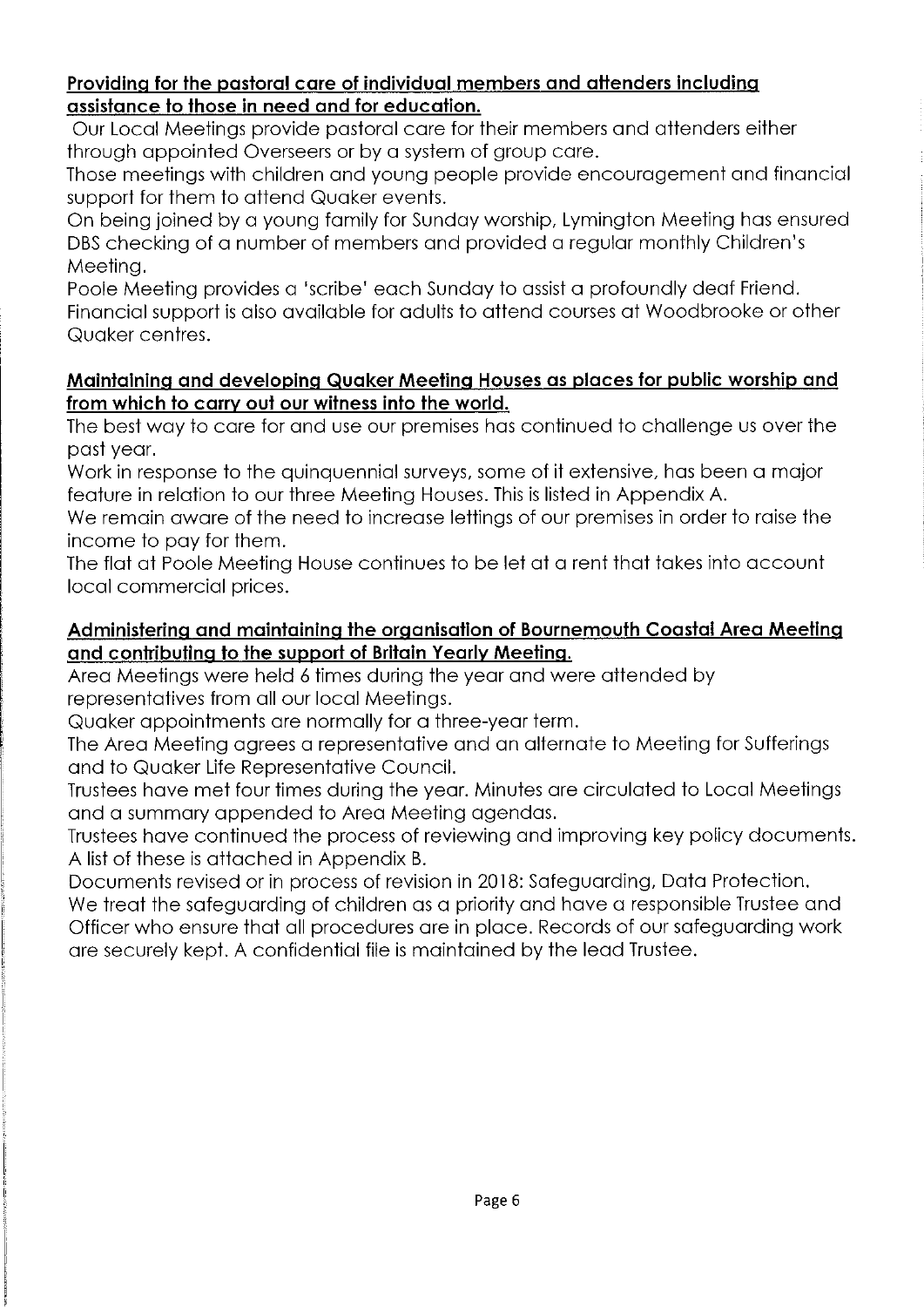**Providing for the pastoral care of individual members and attenders including assistance to those in need and for education.**

Our Local Meetings provide pastoral care for their members and attenders either through appointed Overseers or by a system of group care.

Those meetings with children and young people provide encouragement and financial support for them to attend Quaker events.

On being joined by a young family for Sunday worship, Lymington Meeting has ensured DBS checking of a number of members and provided a regular monthly Children's Meeting.

Poole Meeting provides a 'scribe' each Sunday to assist a profoundly deaf Friend.

Financial support is also available for adults to attend courses at Woodbrooke or other Quaker centres.

**Maintaining and developing Quaker Meeting Houses as places for public worship and from which to carry out our witness into the world.**

The best way to care for and use our premises has continued to challenge us over the past year.

Work in response to the quinquennial surveys, some of it extensive, has been a major feature in relation to our three Meeting Houses. This is listed in Appendix A.

We remain aware of the need to increase lettings of our premises in order to raise the income to pay for them.

The flat at Poole Meeting House continues to be let at a rent that takes into account local commercial prices.

**Administering and maintaining the organisation of Bournemouth Coastal Area Meeting and contributing to the support of Britain Yearly Meeting.**

Area Meetings were held 6 times during the year and were attended by representatives from all our local Meetings.

Quaker appointments are normally for a three-year term.

The Area Meeting agrees a representative and an alternate to Meeting for Sufferings and to Quaker Life Representative Council.

Trustees have met four times during the year. Minutes are circulated to Local Meetings and a summary appended to Area Meeting agendas.

Trustees have continued the process of reviewing and improving key policy documents. A list of these is attached in Appendix B.

Documents revised or in process of revision in 2018: Safeguarding, Data Protection.

We treat the safeguarding of children as a priority and have a responsible Trustee and Officer who ensure that all procedures are in place. Records of our safeguarding work are securely kept. A confidential file is maintained by the lead Trustee.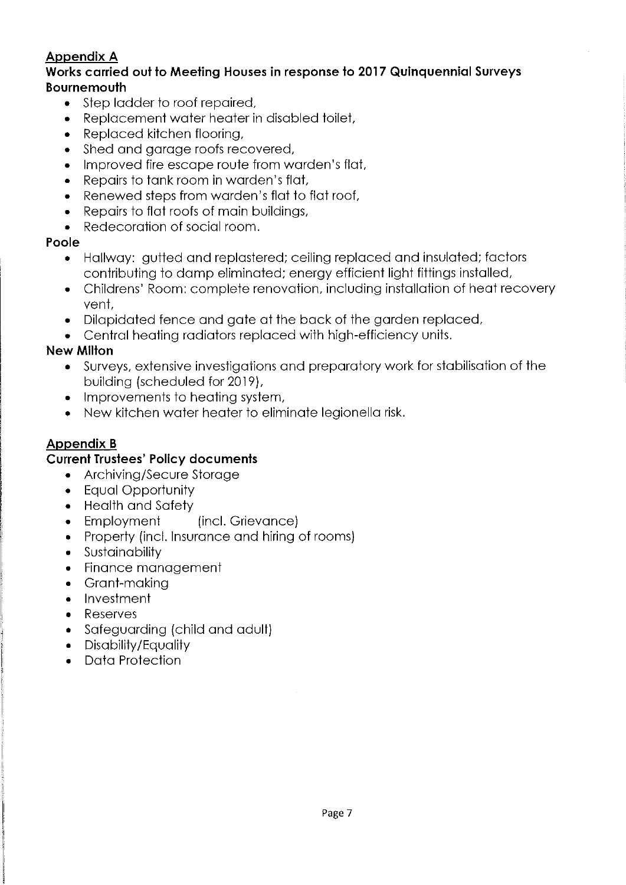## Appendix A

**Works carried out to Meeting Houses in response to 2017 Quinquennial Surveys**

**Bournemouth**

- Step ladder to roof repaired,
- Replacement water heater in disabled toilet,
- Replaced kitchen flooring,
- Shed and garage roofs recovered,
- Improved fire escape route from warden's flat,
- Repairs to tank room in warden's flat,
- Renewed steps from warden's flat to flat roof,
- Repairs to flat roofs of main buildings,
- Redecoration of social room.

**Poole**

- Hallway: gutted and replastered; ceiling replaced and insulated; factors contributing to damp eliminated; energy efficient light fittings installed,
- Childrens' Room: complete renovation, including installation of heat recovery vent,
- Dilapidated fence and gate at the back of the garden replaced,
- Central heating radiators replaced with high-efficiency units.

**New Milton**

- Surveys, extensive investigations and preparatory work for stabilisation of the building (scheduled for 2019),
- Improvements to heating system,
- New kitchen water heater to eliminate legionella risk.

## Appendix B

**Current Trustees' Policy documents**

- Archiving/Secure Storage
- Equal Opportunity
- Health and Safety
- Employment (incl. Grievance)
- Property (incl. Insurance and hiring of rooms)
- Sustainability
- Finance management
- Grant-making
- Investment
- Reserves
- Safeguarding (child and adult)
- Disability/Equality
- Data Protection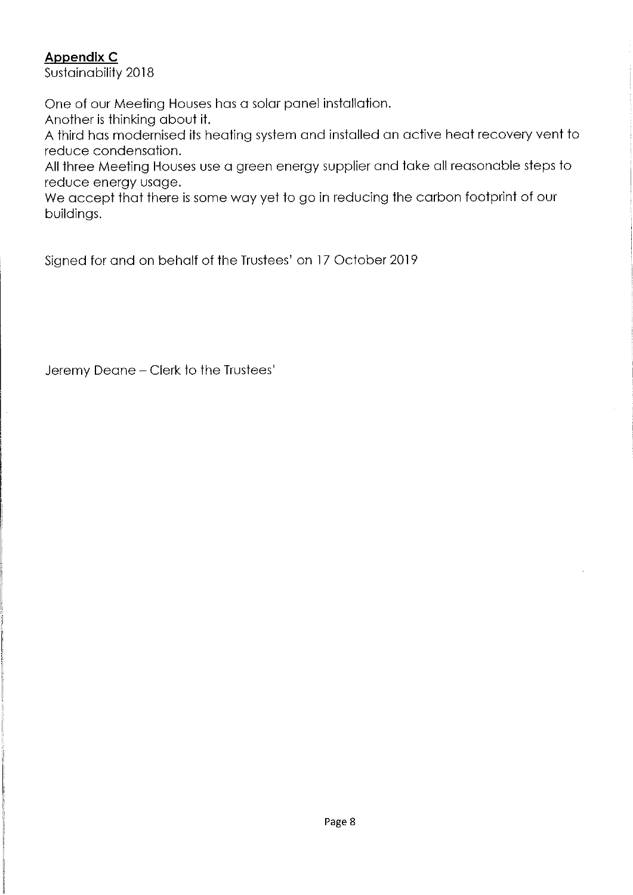## **Appendix C**

Sustainability 2018

One of our Meeting Houses has a solar panel installation.
Another is thinking about it.
A third has modernised its heating system and installed an active heat recovery vent to reduce condensation.
All three Meeting Houses use a green energy supplier and take all reasonable steps to reduce energy usage.
We accept that there is some way yet to go in reducing the carbon footprint of our buildings.

Signed for and on behalf of the Trustees' on 17 October 2019

Jeremy Deane – Clerk to the Trustees'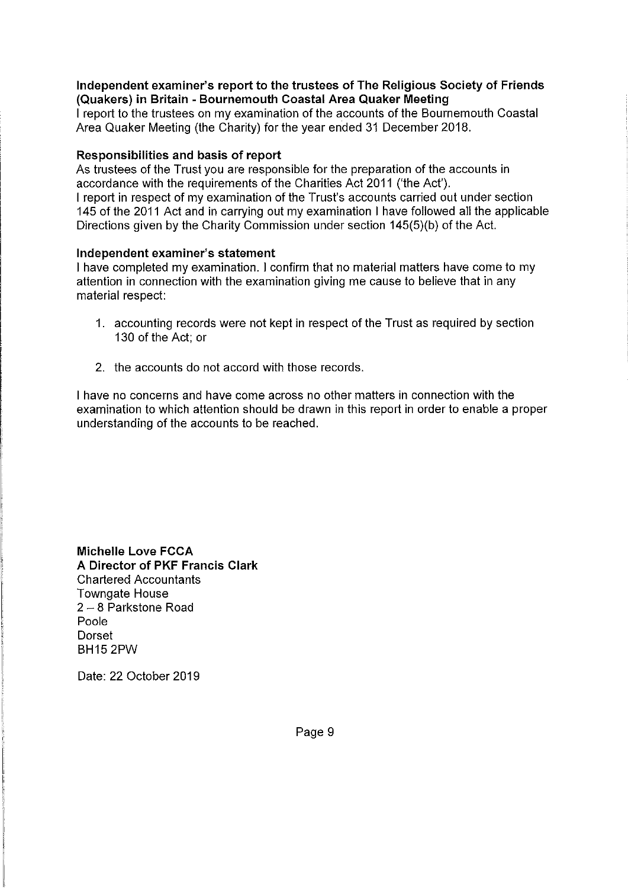**Independent examiner's report to the trustees of The Religious Society of Friends (Quakers) in Britain - Bournemouth Coastal Area Quaker Meeting**

I report to the trustees on my examination of the accounts of the Bournemouth Coastal Area Quaker Meeting (the Charity) for the year ended 31 December 2018.

**Responsibilities and basis of report**

As trustees of the Trust you are responsible for the preparation of the accounts in accordance with the requirements of the Charities Act 2011 ('the Act').

I report in respect of my examination of the Trust's accounts carried out under section 145 of the 2011 Act and in carrying out my examination I have followed all the applicable Directions given by the Charity Commission under section 145(5)(b) of the Act.

**Independent examiner's statement**

I have completed my examination. I confirm that no material matters have come to my attention in connection with the examination giving me cause to believe that in any material respect:

1. accounting records were not kept in respect of the Trust as required by section 130 of the Act; or

2. the accounts do not accord with those records.

I have no concerns and have come across no other matters in connection with the examination to which attention should be drawn in this report in order to enable a proper understanding of the accounts to be reached.

**Michelle Love FCCA**
**A Director of PKF Francis Clark**
Chartered Accountants
Towngate House
2 – 8 Parkstone Road
Poole
Dorset
BH15 2PW

Date: 22 October 2019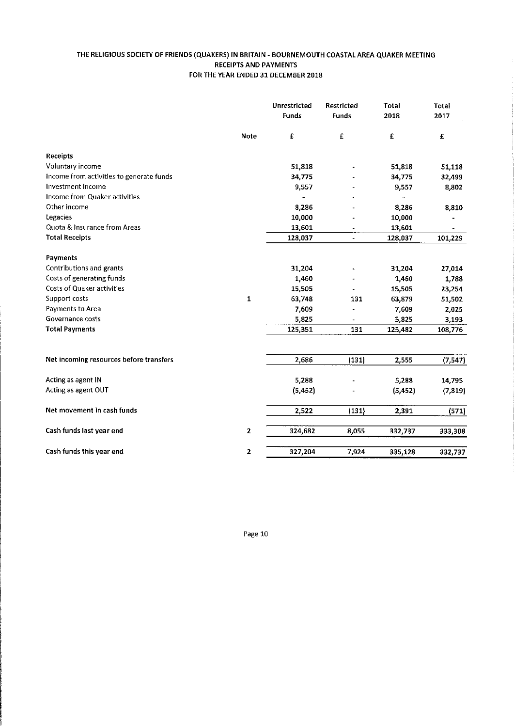# THE RELIGIOUS SOCIETY OF FRIENDS (QUAKERS) IN BRITAIN - BOURNEMOUTH COASTAL AREA QUAKER MEETING

## RECEIPTS AND PAYMENTS

### FOR THE YEAR ENDED 31 DECEMBER 2018

| | Note | Unrestricted Funds | Restricted Funds | Total 2018 | Total 2017 |
|---|---|---|---|---|---|
| | | £ | £ | £ | £ |
| **Receipts** | | | | | |
| Voluntary income | | 51,818 | - | 51,818 | 51,118 |
| Income from activities to generate funds | | 34,775 | - | 34,775 | 32,499 |
| Investment Income | | 9,557 | - | 9,557 | 8,802 |
| Income from Quaker activities | | - | - | - | - |
| Other income | | 8,286 | - | 8,286 | 8,810 |
| Legacies | | 10,000 | - | 10,000 | - |
| Quota & Insurance from Areas | | 13,601 | - | 13,601 | - |
| **Total Receipts** | | 128,037 | - | 128,037 | 101,229 |
| **Payments** | | | | | |
| Contributions and grants | | 31,204 | - | 31,204 | 27,014 |
| Costs of generating funds | | 1,460 | - | 1,460 | 1,788 |
| Costs of Quaker activities | | 15,505 | - | 15,505 | 23,254 |
| Support costs | 1 | 63,748 | 131 | 63,879 | 51,502 |
| Payments to Area | | 7,609 | - | 7,609 | 2,025 |
| Governance costs | | 5,825 | - | 5,825 | 3,193 |
| **Total Payments** | | 125,351 | 131 | 125,482 | 108,776 |
| **Net incoming resources before transfers** | | 2,686 | (131) | 2,555 | (7,547) |
| Acting as agent IN | | 5,288 | - | 5,288 | 14,795 |
| Acting as agent OUT | | (5,452) | - | (5,452) | (7,819) |
| **Net movement in cash funds** | | 2,522 | (131) | 2,391 | (571) |
| **Cash funds last year end** | 2 | 324,682 | 8,055 | 332,737 | 333,308 |
| **Cash funds this year end** | 2 | 327,204 | 7,924 | 335,128 | 332,737 |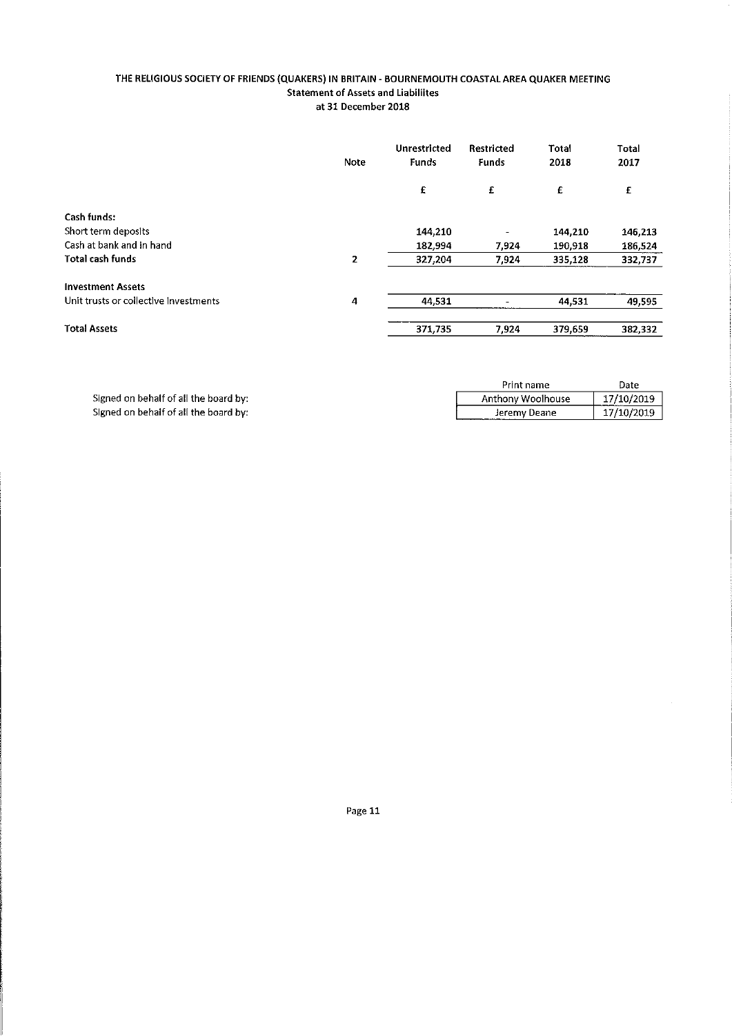# THE RELIGIOUS SOCIETY OF FRIENDS (QUAKERS) IN BRITAIN - BOURNEMOUTH COASTAL AREA QUAKER MEETING

## Statement of Assets and Liabilites

### at 31 December 2018

| | Note | Unrestricted Funds | Restricted Funds | Total 2018 | Total 2017 |
|---|---|---|---|---|---|
| | | £ | £ | £ | £ |
| **Cash funds:** | | | | | |
| Short term deposits | | 144,210 | - | 144,210 | 146,213 |
| Cash at bank and in hand | | 182,994 | 7,924 | 190,918 | 186,524 |
| **Total cash funds** | 2 | 327,204 | 7,924 | 335,128 | 332,737 |
| **Investment Assets** | | | | | |
| Unit trusts or collective investments | 4 | 44,531 | - | 44,531 | 49,595 |
| **Total Assets** | | 371,735 | 7,924 | 379,659 | 382,332 |

| | Print name | Date |
|---|---|---|
| Signed on behalf of all the board by: | Anthony Woolhouse | 17/10/2019 |
| Signed on behalf of all the board by: | Jeremy Deane | 17/10/2019 |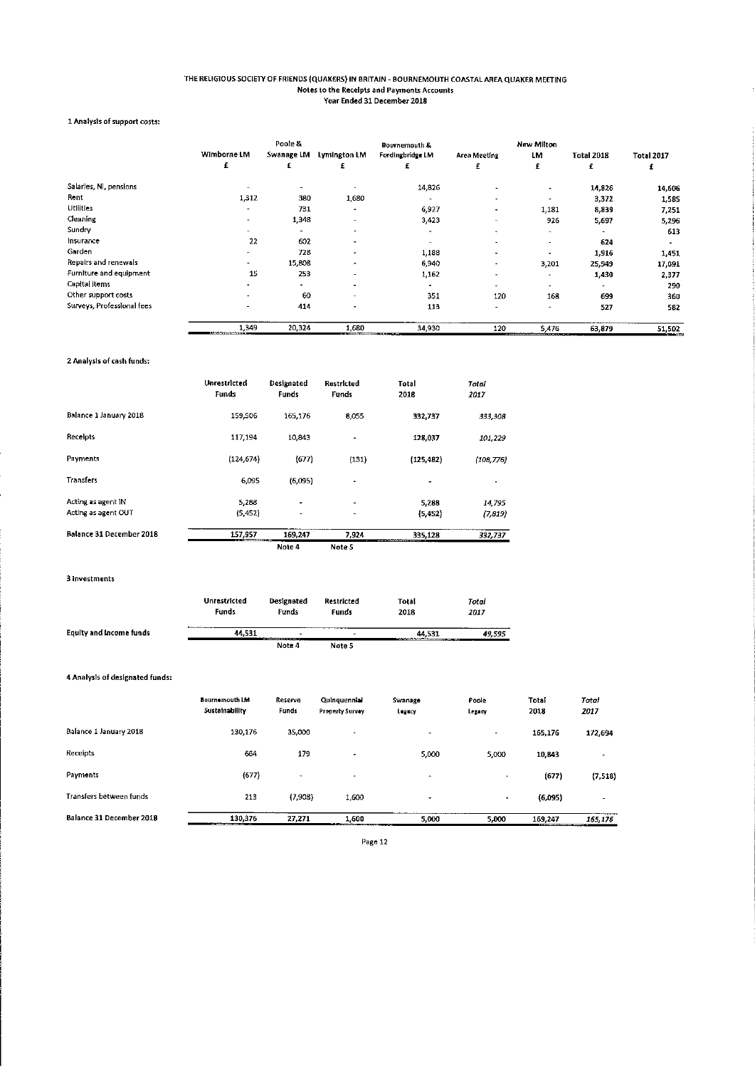# THE RELIGIOUS SOCIETY OF FRIENDS (QUAKERS) IN BRITAIN - BOURNEMOUTH COASTAL AREA QUAKER MEETING
## Notes to the Receipts and Payments Accounts
## Year Ended 31 December 2018

### 1 Analysis of support costs:

| | Wimborne LM | Poole & Swanage LM | Lymington LM | Bournemouth & Fordingbridge LM | Area Meeting | New Milton LM | Total 2018 | Total 2017 |
|---|---|---|---|---|---|---|---|---|
| | £ | £ | £ | £ | £ | £ | £ | £ |
| Salaries, NI, pensions | - | - | - | 14,826 | - | - | 14,826 | 14,606 |
| Rent | 1,312 | 380 | 1,680 | - | - | - | 3,372 | 1,585 |
| Utilities | - | 731 | - | 6,927 | - | 1,181 | 8,839 | 7,251 |
| Cleaning | - | 1,348 | - | 3,423 | - | 926 | 5,697 | 5,296 |
| Sundry | - | - | - | - | - | - | - | 613 |
| Insurance | 22 | 602 | - | - | - | - | 624 | - |
| Garden | - | 728 | - | 1,188 | - | - | 1,916 | 1,451 |
| Repairs and renewals | - | 15,808 | - | 6,940 | - | 3,201 | 25,949 | 17,091 |
| Furniture and equipment | 15 | 253 | - | 1,162 | - | - | 1,430 | 2,377 |
| Capital items | - | - | - | - | - | - | - | 290 |
| Other support costs | - | 60 | - | 351 | 120 | 168 | 699 | 360 |
| Surveys, Professional fees | - | 414 | - | 113 | - | - | 527 | 582 |
| | 1,349 | 20,324 | 1,680 | 34,930 | 120 | 5,476 | 63,879 | 51,502 |

### 2 Analysis of cash funds:

| | Unrestricted Funds | Designated Funds | Restricted Funds | Total 2018 | *Total 2017* |
|---|---|---|---|---|---|
| Balance 1 January 2018 | 159,506 | 165,176 | 8,055 | 332,737 | *333,308* |
| Receipts | 117,194 | 10,843 | - | 128,037 | *101,229* |
| Payments | (124,674) | (677) | (131) | (125,482) | *(108,776)* |
| Transfers | 6,095 | (6,095) | - | - | - |
| Acting as agent IN | 5,288 | - | - | 5,288 | *14,795* |
| Acting as agent OUT | (5,452) | - | - | (5,452) | *(7,819)* |
| **Balance 31 December 2018** | 157,957 | 169,247 | 7,924 | 335,128 | *332,737* |
| | | Note 4 | Note 5 | | |

### 3 Investments

| | Unrestricted Funds | Designated Funds | Restricted Funds | Total 2018 | *Total 2017* |
|---|---|---|---|---|---|
| **Equity and income funds** | 44,531 | - | - | 44,531 | *49,595* |
| | | Note 4 | Note 5 | | |

### 4 Analysis of designated funds:

| | Bournemouth LM Sustainability | Reserve Funds | Quinquennial Property Survey | Swanage Legacy | Poole Legacy | Total 2018 | *Total 2017* |
|---|---|---|---|---|---|---|---|
| Balance 1 January 2018 | 130,176 | 35,000 | - | - | - | 165,176 | *172,694* |
| Receipts | 664 | 179 | - | 5,000 | 5,000 | 10,843 | - |
| Payments | (677) | - | - | - | - | (677) | *(7,518)* |
| Transfers between funds | 213 | (7,908) | 1,600 | - | - | (6,095) | - |
| **Balance 31 December 2018** | 130,376 | 27,271 | 1,600 | 5,000 | 5,000 | 169,247 | *165,176* |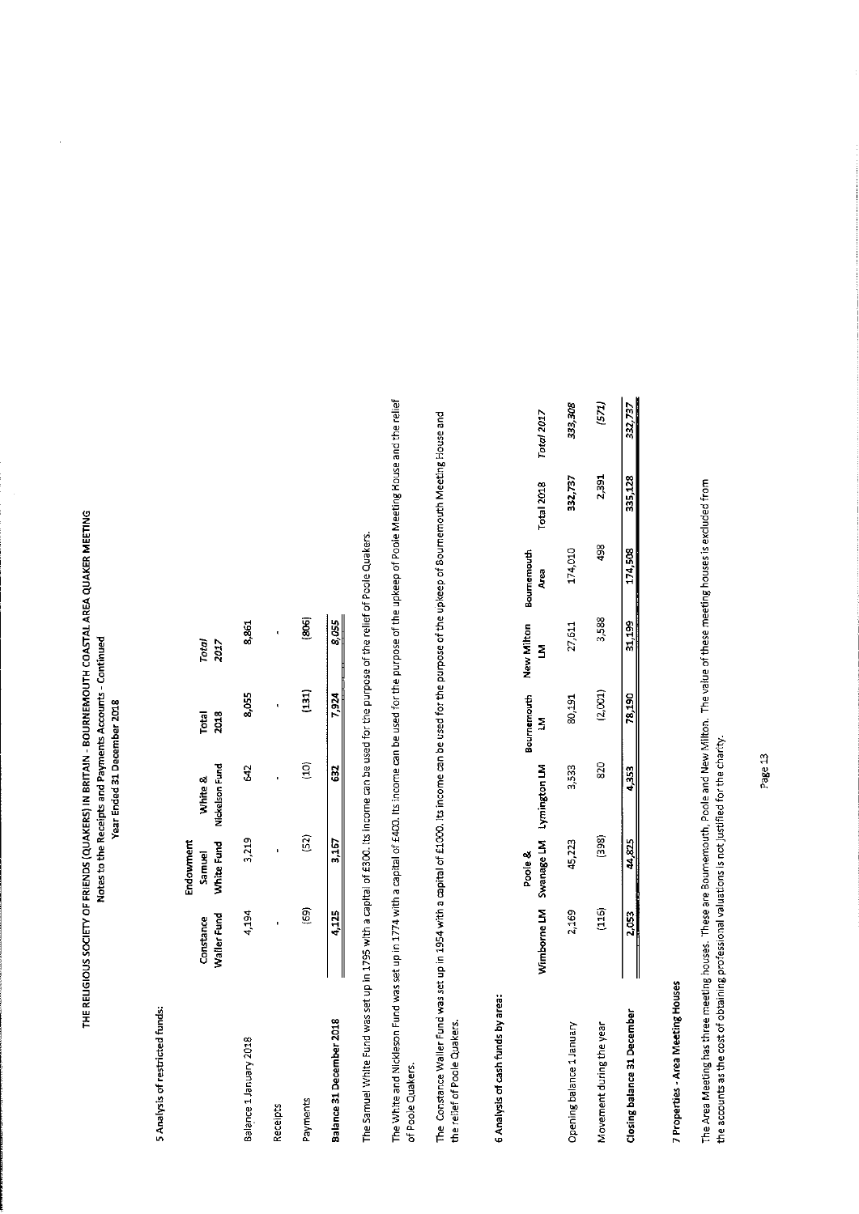THE RELIGIOUS SOCIETY OF FRIENDS (QUAKERS) IN BRITAIN - BOURNEMOUTH COASTAL AREA QUAKER MEETING
Notes to the Receipts and Payments Accounts - Continued
Year Ended 31 December 2018

**5 Analysis of restricted funds:**

| | Constance Waller Fund | Endowment Samuel White Fund | White & Nickelson Fund | Total 2018 | *Total 2017* |
|---|---|---|---|---|---|
| Balance 1 January 2018 | 4,194 | 3,219 | 642 | 8,055 | 8,861 |
| Receipts | - | - | - | - | - |
| Payments | (69) | (52) | (10) | (131) | (806) |
| **Balance 31 December 2018** | **4,125** | **3,167** | **632** | **7,924** | *8,055* |

The Samuel White Fund was set up in 1755 with a capital of £300. Its income can be used for the purpose of the relief of Poole Quakers.

The White and Nickleson Fund was set up in 1774 with a capital of £400. Its income can be used for the purpose of the upkeep of Poole Meeting House and the relief of Poole Quakers.

The Constance Waller Fund was set up in 1954 with a capital of £1000. Its income can be used for the purpose of the upkeep of Bournemouth Meeting House and the relief of Poole Quakers.

**6 Analysis of cash funds by area:**

| | Wimborne LM | Poole & Swanage LM | Lymington LM | Bournemouth LM | New Milton LM | Bournemouth Area | Total 2018 | *Total 2017* |
|---|---|---|---|---|---|---|---|---|
| Opening balance 1 January | 2,169 | 45,223 | 3,533 | 80,191 | 27,611 | 174,010 | 332,737 | *333,308* |
| Movement during the year | (116) | (398) | 820 | (2,001) | 3,588 | 498 | 2,391 | *(571)* |
| **Closing balance 31 December** | **2,053** | **44,825** | **4,353** | **78,190** | **31,199** | **174,508** | **335,128** | *332,737* |

**7 Properties - Area Meeting Houses**

The Area Meeting has three meeting houses. These are Bournemouth, Poole and New Milton. The value of these meeting houses is excluded from the accounts as the cost of obtaining professional valuations is not justified for the charity.